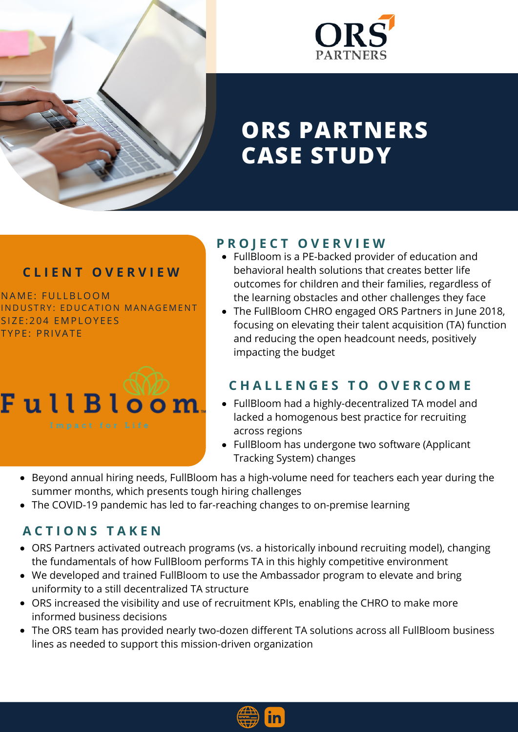# ORS PARTNERS CASE STUDY

## CLIENT OVERVIEW

NAME: FULLBLOOM
INDUSTRY: EDUCATION MANAGEMENT
SIZE:204 EMPLOYEES
TYPE: PRIVATE

FullBloom
Impact for Life

## PROJECT OVERVIEW

- FullBloom is a PE-backed provider of education and behavioral health solutions that creates better life outcomes for children and their families, regardless of the learning obstacles and other challenges they face
- The FullBloom CHRO engaged ORS Partners in June 2018, focusing on elevating their talent acquisition (TA) function and reducing the open headcount needs, positively impacting the budget

## CHALLENGES TO OVERCOME

- FullBloom had a highly-decentralized TA model and lacked a homogenous best practice for recruiting across regions
- FullBloom has undergone two software (Applicant Tracking System) changes
- Beyond annual hiring needs, FullBloom has a high-volume need for teachers each year during the summer months, which presents tough hiring challenges
- The COVID-19 pandemic has led to far-reaching changes to on-premise learning

## ACTIONS TAKEN

- ORS Partners activated outreach programs (vs. a historically inbound recruiting model), changing the fundamentals of how FullBloom performs TA in this highly competitive environment
- We developed and trained FullBloom to use the Ambassador program to elevate and bring uniformity to a still decentralized TA structure
- ORS increased the visibility and use of recruitment KPIs, enabling the CHRO to make more informed business decisions
- The ORS team has provided nearly two-dozen different TA solutions across all FullBloom business lines as needed to support this mission-driven organization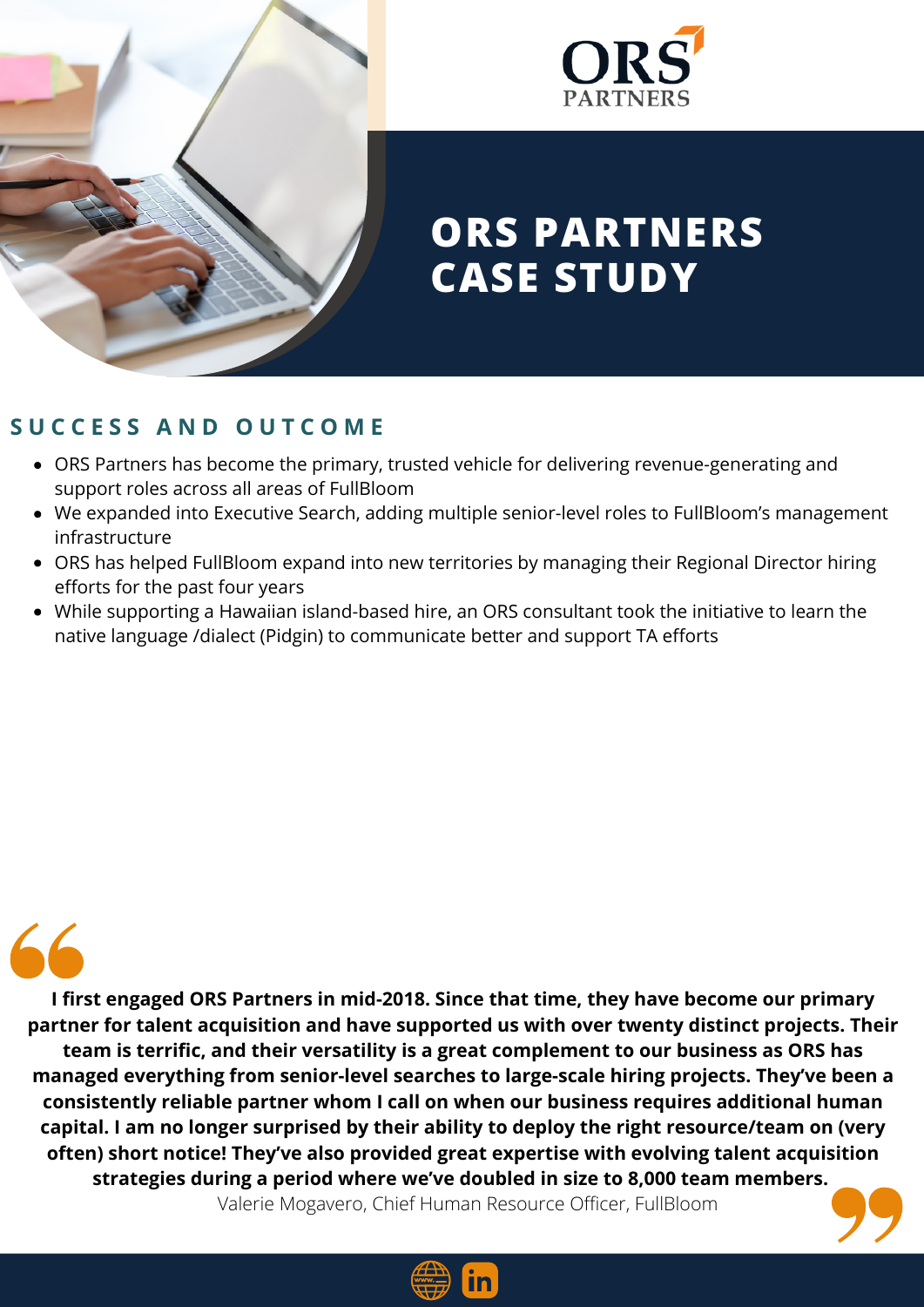ORS PARTNERS

# ORS PARTNERS CASE STUDY

## SUCCESS AND OUTCOME

- ORS Partners has become the primary, trusted vehicle for delivering revenue-generating and support roles across all areas of FullBloom
- We expanded into Executive Search, adding multiple senior-level roles to FullBloom's management infrastructure
- ORS has helped FullBloom expand into new territories by managing their Regional Director hiring efforts for the past four years
- While supporting a Hawaiian island-based hire, an ORS consultant took the initiative to learn the native language /dialect (Pidgin) to communicate better and support TA efforts

**I first engaged ORS Partners in mid-2018. Since that time, they have become our primary partner for talent acquisition and have supported us with over twenty distinct projects. Their team is terrific, and their versatility is a great complement to our business as ORS has managed everything from senior-level searches to large-scale hiring projects. They've been a consistently reliable partner whom I call on when our business requires additional human capital. I am no longer surprised by their ability to deploy the right resource/team on (very often) short notice! They've also provided great expertise with evolving talent acquisition strategies during a period where we've doubled in size to 8,000 team members.**

Valerie Mogavero, Chief Human Resource Officer, FullBloom